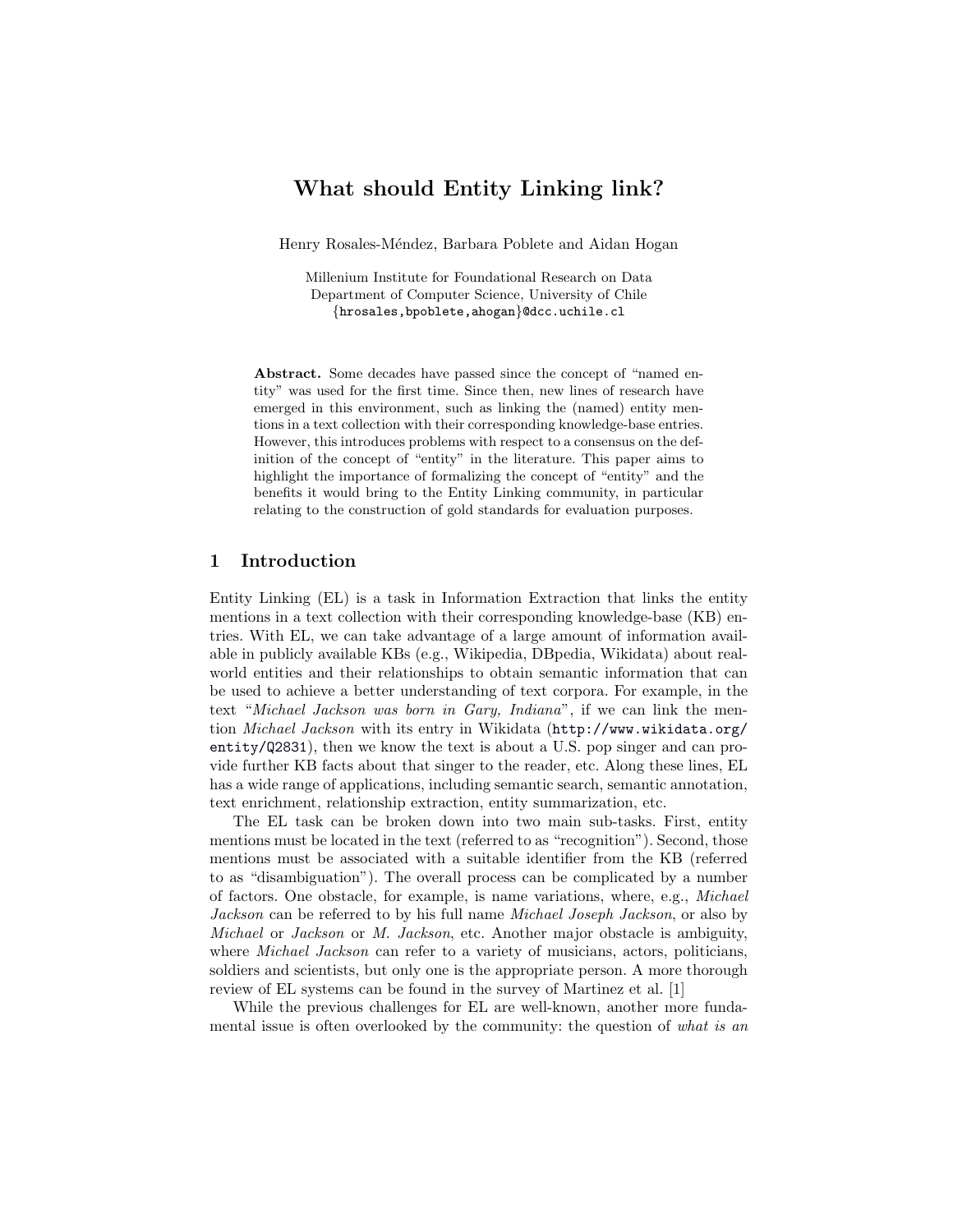# What should Entity Linking link?

Henry Rosales-Méndez, Barbara Poblete and Aidan Hogan

Millenium Institute for Foundational Research on Data
Department of Computer Science, University of Chile
{hrosales,bpoblete,ahogan}@dcc.uchile.cl

**Abstract.** Some decades have passed since the concept of "named entity" was used for the first time. Since then, new lines of research have emerged in this environment, such as linking the (named) entity mentions in a text collection with their corresponding knowledge-base entries. However, this introduces problems with respect to a consensus on the definition of the concept of "entity" in the literature. This paper aims to highlight the importance of formalizing the concept of "entity" and the benefits it would bring to the Entity Linking community, in particular relating to the construction of gold standards for evaluation purposes.

## 1 Introduction

Entity Linking (EL) is a task in Information Extraction that links the entity mentions in a text collection with their corresponding knowledge-base (KB) entries. With EL, we can take advantage of a large amount of information available in publicly available KBs (e.g., Wikipedia, DBpedia, Wikidata) about real-world entities and their relationships to obtain semantic information that can be used to achieve a better understanding of text corpora. For example, in the text "*Michael Jackson was born in Gary, Indiana*", if we can link the mention *Michael Jackson* with its entry in Wikidata (`http://www.wikidata.org/entity/Q2831`), then we know the text is about a U.S. pop singer and can provide further KB facts about that singer to the reader, etc. Along these lines, EL has a wide range of applications, including semantic search, semantic annotation, text enrichment, relationship extraction, entity summarization, etc.

The EL task can be broken down into two main sub-tasks. First, entity mentions must be located in the text (referred to as "recognition"). Second, those mentions must be associated with a suitable identifier from the KB (referred to as "disambiguation"). The overall process can be complicated by a number of factors. One obstacle, for example, is name variations, where, e.g., *Michael Jackson* can be referred to by his full name *Michael Joseph Jackson*, or also by *Michael* or *Jackson* or *M. Jackson*, etc. Another major obstacle is ambiguity, where *Michael Jackson* can refer to a variety of musicians, actors, politicians, soldiers and scientists, but only one is the appropriate person. A more thorough review of EL systems can be found in the survey of Martinez et al. [1]

While the previous challenges for EL are well-known, another more fundamental issue is often overlooked by the community: the question of *what is an*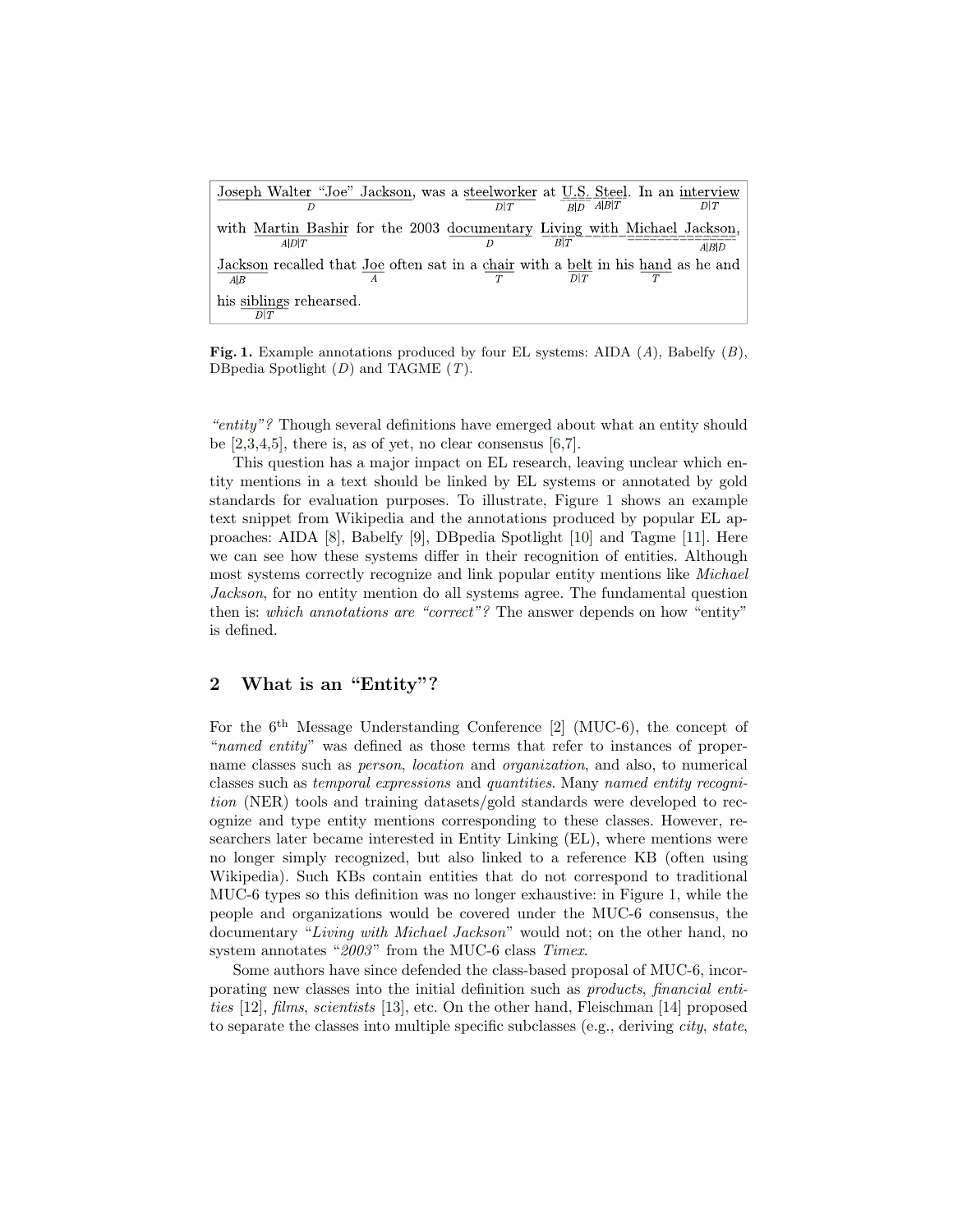Joseph Walter "Joe" Jackson, was a steelworker at U.S. Steel. In an interview with Martin Bashir for the 2003 documentary Living with Michael Jackson, Jackson recalled that Joe often sat in a chair with a belt in his hand as he and his siblings rehearsed.

Fig. 1. Example annotations produced by four EL systems: AIDA (*A*), Babelfy (*B*), DBpedia Spotlight (*D*) and TAGME (*T*).

*"entity"?* Though several definitions have emerged about what an entity should be [2,3,4,5], there is, as of yet, no clear consensus [6,7].

This question has a major impact on EL research, leaving unclear which entity mentions in a text should be linked by EL systems or annotated by gold standards for evaluation purposes. To illustrate, Figure 1 shows an example text snippet from Wikipedia and the annotations produced by popular EL approaches: AIDA [8], Babelfy [9], DBpedia Spotlight [10] and Tagme [11]. Here we can see how these systems differ in their recognition of entities. Although most systems correctly recognize and link popular entity mentions like *Michael Jackson*, for no entity mention do all systems agree. The fundamental question then is: *which annotations are "correct"?* The answer depends on how "entity" is defined.

## 2 What is an "Entity"?

For the 6th Message Understanding Conference [2] (MUC-6), the concept of "*named entity*" was defined as those terms that refer to instances of proper-name classes such as *person*, *location* and *organization*, and also, to numerical classes such as *temporal expressions* and *quantities*. Many *named entity recognition* (NER) tools and training datasets/gold standards were developed to recognize and type entity mentions corresponding to these classes. However, researchers later became interested in Entity Linking (EL), where mentions were no longer simply recognized, but also linked to a reference KB (often using Wikipedia). Such KBs contain entities that do not correspond to traditional MUC-6 types so this definition was no longer exhaustive: in Figure 1, while the people and organizations would be covered under the MUC-6 consensus, the documentary "*Living with Michael Jackson*" would not; on the other hand, no system annotates "*2003*" from the MUC-6 class *Timex*.

Some authors have since defended the class-based proposal of MUC-6, incorporating new classes into the initial definition such as *products*, *financial entities* [12], *films*, *scientists* [13], etc. On the other hand, Fleischman [14] proposed to separate the classes into multiple specific subclasses (e.g., deriving *city*, *state*,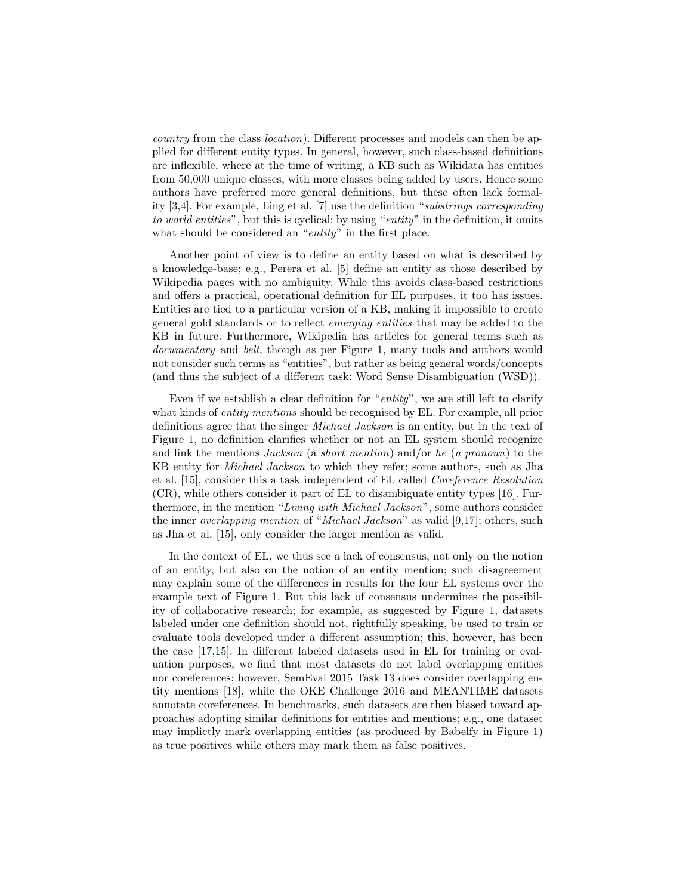*country* from the class *location*). Different processes and models can then be applied for different entity types. In general, however, such class-based definitions are inflexible, where at the time of writing, a KB such as Wikidata has entities from 50,000 unique classes, with more classes being added by users. Hence some authors have preferred more general definitions, but these often lack formality [3,4]. For example, Ling et al. [7] use the definition "*substrings corresponding to world entities*", but this is cyclical: by using "*entity*" in the definition, it omits what should be considered an "*entity*" in the first place.

Another point of view is to define an entity based on what is described by a knowledge-base; e.g., Perera et al. [5] define an entity as those described by Wikipedia pages with no ambiguity. While this avoids class-based restrictions and offers a practical, operational definition for EL purposes, it too has issues. Entities are tied to a particular version of a KB, making it impossible to create general gold standards or to reflect *emerging entities* that may be added to the KB in future. Furthermore, Wikipedia has articles for general terms such as *documentary* and *belt*, though as per Figure 1, many tools and authors would not consider such terms as "entities", but rather as being general words/concepts (and thus the subject of a different task: Word Sense Disambiguation (WSD)).

Even if we establish a clear definition for "*entity*", we are still left to clarify what kinds of *entity mentions* should be recognised by EL. For example, all prior definitions agree that the singer *Michael Jackson* is an entity, but in the text of Figure 1, no definition clarifies whether or not an EL system should recognize and link the mentions *Jackson* (a *short mention*) and/or *he* (*a pronoun*) to the KB entity for *Michael Jackson* to which they refer; some authors, such as Jha et al. [15], consider this a task independent of EL called *Coreference Resolution* (CR), while others consider it part of EL to disambiguate entity types [16]. Furthermore, in the mention "*Living with Michael Jackson*", some authors consider the inner *overlapping mention* of "*Michael Jackson*" as valid [9,17]; others, such as Jha et al. [15], only consider the larger mention as valid.

In the context of EL, we thus see a lack of consensus, not only on the notion of an entity, but also on the notion of an entity mention; such disagreement may explain some of the differences in results for the four EL systems over the example text of Figure 1. But this lack of consensus undermines the possibility of collaborative research; for example, as suggested by Figure 1, datasets labeled under one definition should not, rightfully speaking, be used to train or evaluate tools developed under a different assumption; this, however, has been the case [17,15]. In different labeled datasets used in EL for training or evaluation purposes, we find that most datasets do not label overlapping entities nor coreferences; however, SemEval 2015 Task 13 does consider overlapping entity mentions [18], while the OKE Challenge 2016 and MEANTIME datasets annotate coreferences. In benchmarks, such datasets are then biased toward approaches adopting similar definitions for entities and mentions; e.g., one dataset may implictly mark overlapping entities (as produced by Babelfy in Figure 1) as true positives while others may mark them as false positives.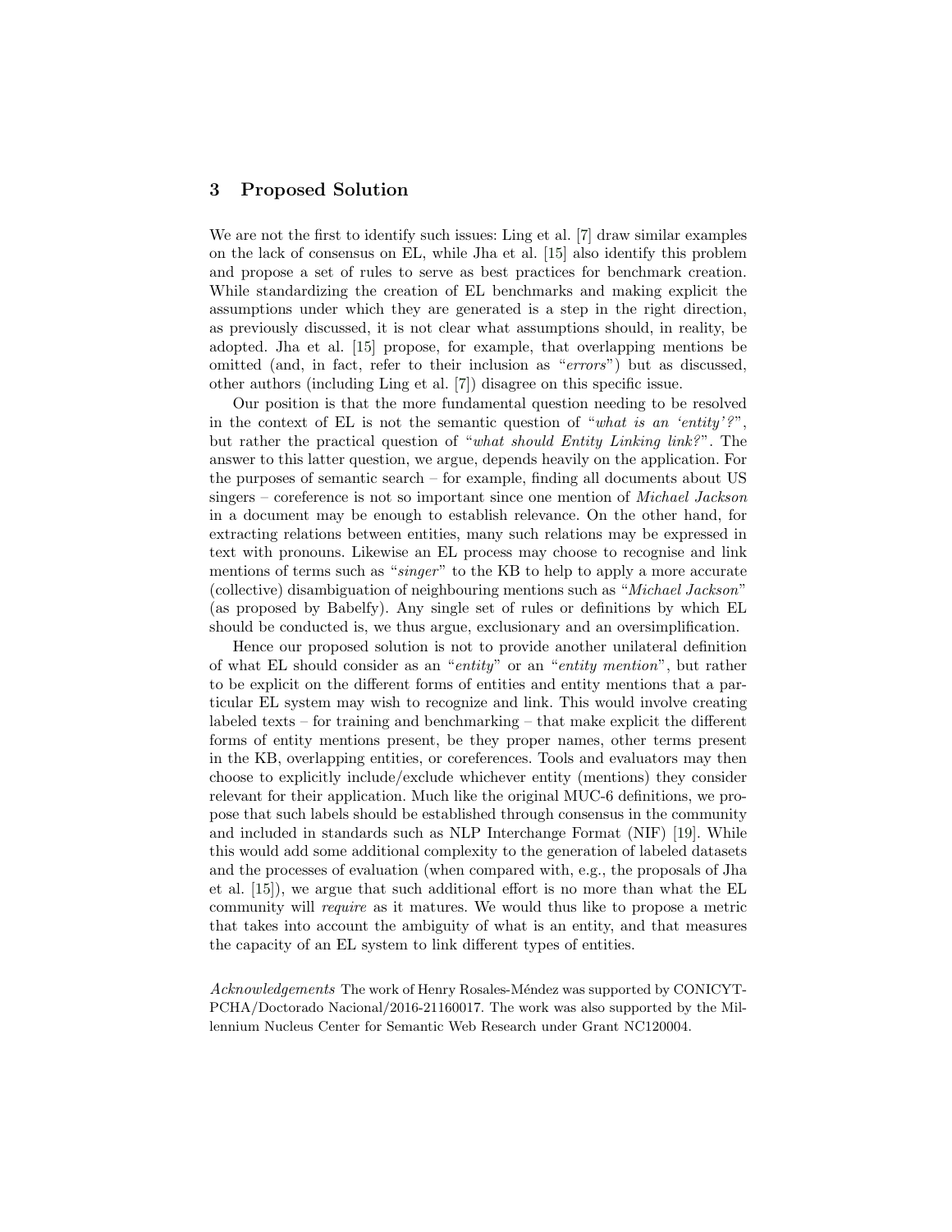## 3 Proposed Solution

We are not the first to identify such issues: Ling et al. [7] draw similar examples on the lack of consensus on EL, while Jha et al. [15] also identify this problem and propose a set of rules to serve as best practices for benchmark creation. While standardizing the creation of EL benchmarks and making explicit the assumptions under which they are generated is a step in the right direction, as previously discussed, it is not clear what assumptions should, in reality, be adopted. Jha et al. [15] propose, for example, that overlapping mentions be omitted (and, in fact, refer to their inclusion as "*errors*") but as discussed, other authors (including Ling et al. [7]) disagree on this specific issue.

Our position is that the more fundamental question needing to be resolved in the context of EL is not the semantic question of "*what is an 'entity'?*", but rather the practical question of "*what should Entity Linking link?*". The answer to this latter question, we argue, depends heavily on the application. For the purposes of semantic search – for example, finding all documents about US singers – coreference is not so important since one mention of *Michael Jackson* in a document may be enough to establish relevance. On the other hand, for extracting relations between entities, many such relations may be expressed in text with pronouns. Likewise an EL process may choose to recognise and link mentions of terms such as "*singer*" to the KB to help to apply a more accurate (collective) disambiguation of neighbouring mentions such as "*Michael Jackson*" (as proposed by Babelfy). Any single set of rules or definitions by which EL should be conducted is, we thus argue, exclusionary and an oversimplification.

Hence our proposed solution is not to provide another unilateral definition of what EL should consider as an "*entity*" or an "*entity mention*", but rather to be explicit on the different forms of entities and entity mentions that a particular EL system may wish to recognize and link. This would involve creating labeled texts – for training and benchmarking – that make explicit the different forms of entity mentions present, be they proper names, other terms present in the KB, overlapping entities, or coreferences. Tools and evaluators may then choose to explicitly include/exclude whichever entity (mentions) they consider relevant for their application. Much like the original MUC-6 definitions, we propose that such labels should be established through consensus in the community and included in standards such as NLP Interchange Format (NIF) [19]. While this would add some additional complexity to the generation of labeled datasets and the processes of evaluation (when compared with, e.g., the proposals of Jha et al. [15]), we argue that such additional effort is no more than what the EL community will *require* as it matures. We would thus like to propose a metric that takes into account the ambiguity of what is an entity, and that measures the capacity of an EL system to link different types of entities.

*Acknowledgements* The work of Henry Rosales-Méndez was supported by CONICYT-PCHA/Doctorado Nacional/2016-21160017. The work was also supported by the Millennium Nucleus Center for Semantic Web Research under Grant NC120004.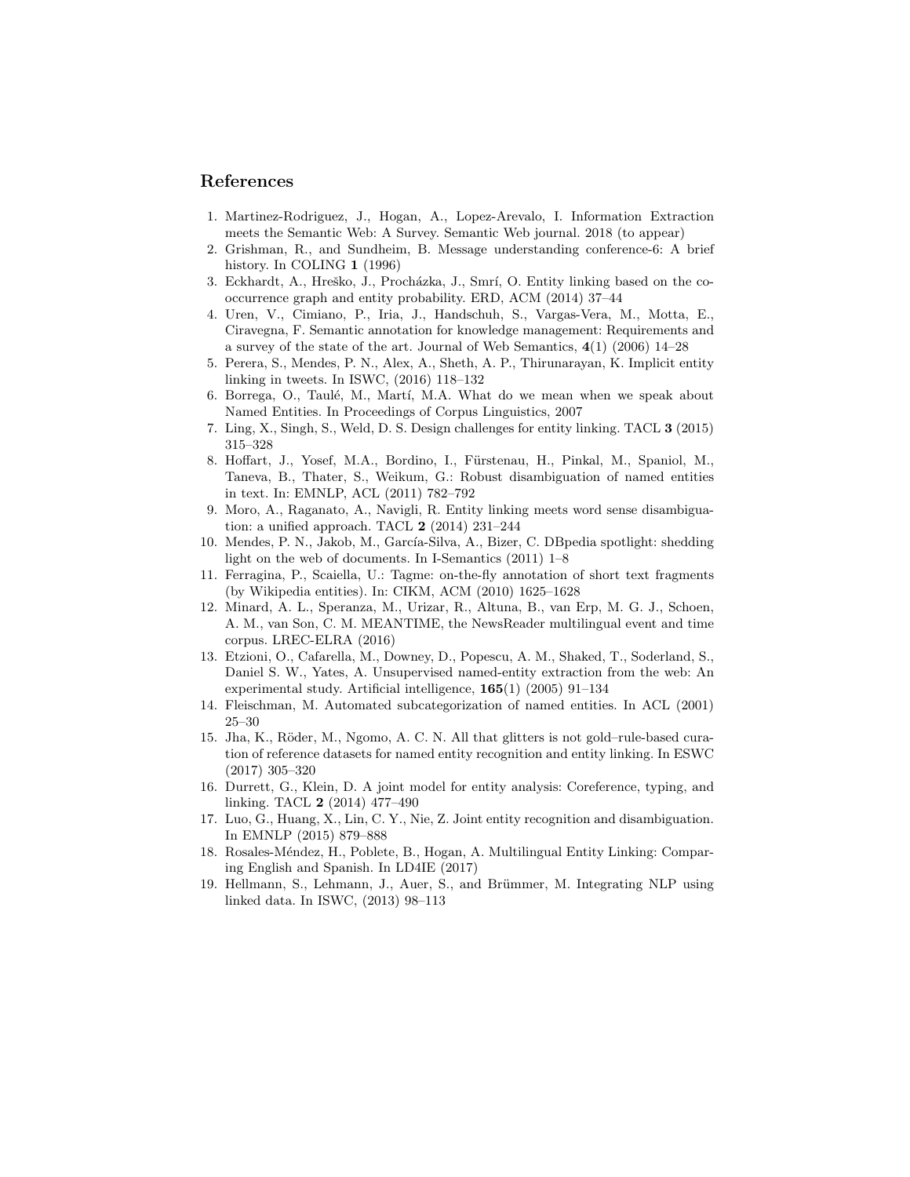## References

1. Martinez-Rodriguez, J., Hogan, A., Lopez-Arevalo, I. Information Extraction meets the Semantic Web: A Survey. Semantic Web journal. 2018 (to appear)
2. Grishman, R., and Sundheim, B. Message understanding conference-6: A brief history. In COLING **1** (1996)
3. Eckhardt, A., Hreško, J., Procházka, J., Smrí, O. Entity linking based on the co-occurrence graph and entity probability. ERD, ACM (2014) 37–44
4. Uren, V., Cimiano, P., Iria, J., Handschuh, S., Vargas-Vera, M., Motta, E., Ciravegna, F. Semantic annotation for knowledge management: Requirements and a survey of the state of the art. Journal of Web Semantics, **4**(1) (2006) 14–28
5. Perera, S., Mendes, P. N., Alex, A., Sheth, A. P., Thirunarayan, K. Implicit entity linking in tweets. In ISWC, (2016) 118–132
6. Borrega, O., Taulé, M., Martí, M.A. What do we mean when we speak about Named Entities. In Proceedings of Corpus Linguistics, 2007
7. Ling, X., Singh, S., Weld, D. S. Design challenges for entity linking. TACL **3** (2015) 315–328
8. Hoffart, J., Yosef, M.A., Bordino, I., Fürstenau, H., Pinkal, M., Spaniol, M., Taneva, B., Thater, S., Weikum, G.: Robust disambiguation of named entities in text. In: EMNLP, ACL (2011) 782–792
9. Moro, A., Raganato, A., Navigli, R. Entity linking meets word sense disambiguation: a unified approach. TACL **2** (2014) 231–244
10. Mendes, P. N., Jakob, M., García-Silva, A., Bizer, C. DBpedia spotlight: shedding light on the web of documents. In I-Semantics (2011) 1–8
11. Ferragina, P., Scaiella, U.: Tagme: on-the-fly annotation of short text fragments (by Wikipedia entities). In: CIKM, ACM (2010) 1625–1628
12. Minard, A. L., Speranza, M., Urizar, R., Altuna, B., van Erp, M. G. J., Schoen, A. M., van Son, C. M. MEANTIME, the NewsReader multilingual event and time corpus. LREC-ELRA (2016)
13. Etzioni, O., Cafarella, M., Downey, D., Popescu, A. M., Shaked, T., Soderland, S., Daniel S. W., Yates, A. Unsupervised named-entity extraction from the web: An experimental study. Artificial intelligence, **165**(1) (2005) 91–134
14. Fleischman, M. Automated subcategorization of named entities. In ACL (2001) 25–30
15. Jha, K., Röder, M., Ngomo, A. C. N. All that glitters is not gold–rule-based curation of reference datasets for named entity recognition and entity linking. In ESWC (2017) 305–320
16. Durrett, G., Klein, D. A joint model for entity analysis: Coreference, typing, and linking. TACL **2** (2014) 477–490
17. Luo, G., Huang, X., Lin, C. Y., Nie, Z. Joint entity recognition and disambiguation. In EMNLP (2015) 879–888
18. Rosales-Méndez, H., Poblete, B., Hogan, A. Multilingual Entity Linking: Comparing English and Spanish. In LD4IE (2017)
19. Hellmann, S., Lehmann, J., Auer, S., and Brümmer, M. Integrating NLP using linked data. In ISWC, (2013) 98–113